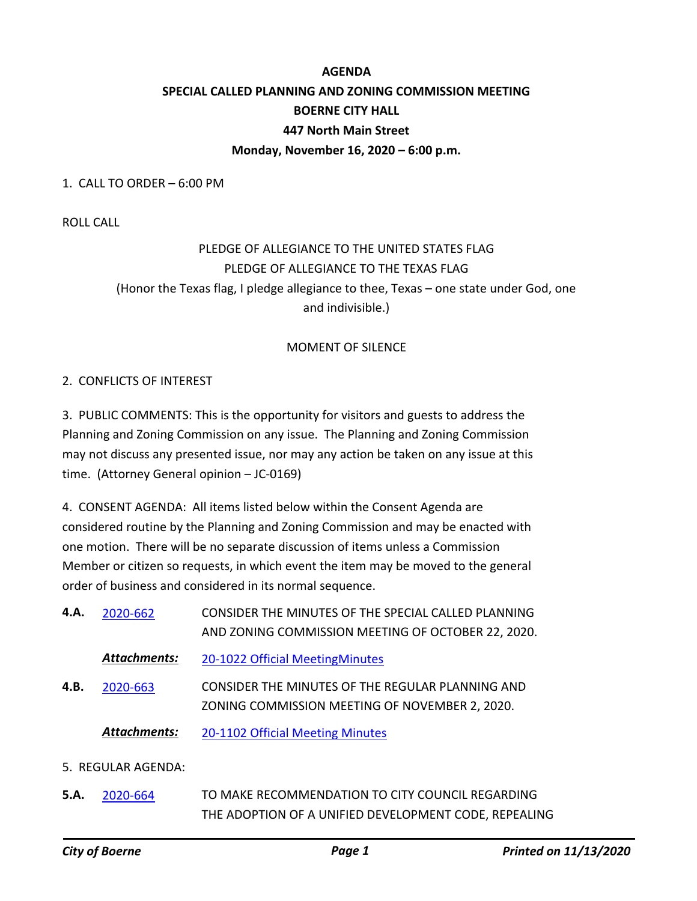**AGENDA**

**SPECIAL CALLED PLANNING AND ZONING COMMISSION MEETING**

**BOERNE CITY HALL**

**447 North Main Street**

**Monday, November 16, 2020 – 6:00 p.m.**

1. CALL TO ORDER – 6:00 PM

ROLL CALL

PLEDGE OF ALLEGIANCE TO THE UNITED STATES FLAG

PLEDGE OF ALLEGIANCE TO THE TEXAS FLAG

(Honor the Texas flag, I pledge allegiance to thee, Texas – one state under God, one and indivisible.)

MOMENT OF SILENCE

2. CONFLICTS OF INTEREST

3. PUBLIC COMMENTS: This is the opportunity for visitors and guests to address the Planning and Zoning Commission on any issue. The Planning and Zoning Commission may not discuss any presented issue, nor may any action be taken on any issue at this time. (Attorney General opinion – JC-0169)

4. CONSENT AGENDA: All items listed below within the Consent Agenda are considered routine by the Planning and Zoning Commission and may be enacted with one motion. There will be no separate discussion of items unless a Commission Member or citizen so requests, in which event the item may be moved to the general order of business and considered in its normal sequence.

**4.A.** 2020-662 CONSIDER THE MINUTES OF THE SPECIAL CALLED PLANNING AND ZONING COMMISSION MEETING OF OCTOBER 22, 2020.

***Attachments:*** 20-1022 Official MeetingMinutes

**4.B.** 2020-663 CONSIDER THE MINUTES OF THE REGULAR PLANNING AND ZONING COMMISSION MEETING OF NOVEMBER 2, 2020.

***Attachments:*** 20-1102 Official Meeting Minutes

5. REGULAR AGENDA:

**5.A.** 2020-664 TO MAKE RECOMMENDATION TO CITY COUNCIL REGARDING THE ADOPTION OF A UNIFIED DEVELOPMENT CODE, REPEALING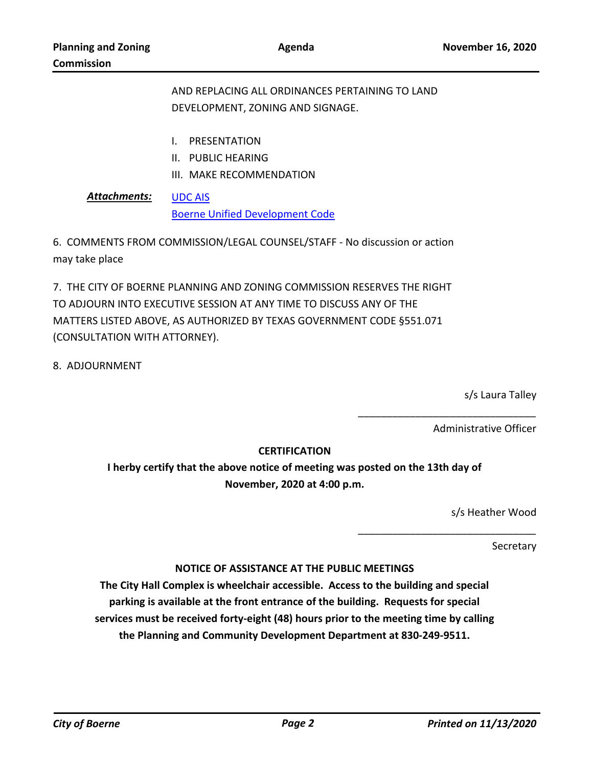AND REPLACING ALL ORDINANCES PERTAINING TO LAND DEVELOPMENT, ZONING AND SIGNAGE.

I. PRESENTATION
II. PUBLIC HEARING
III. MAKE RECOMMENDATION

***Attachments:*** [UDC AIS](UDC AIS)
[Boerne Unified Development Code](Boerne Unified Development Code)

6. COMMENTS FROM COMMISSION/LEGAL COUNSEL/STAFF - No discussion or action may take place

7. THE CITY OF BOERNE PLANNING AND ZONING COMMISSION RESERVES THE RIGHT TO ADJOURN INTO EXECUTIVE SESSION AT ANY TIME TO DISCUSS ANY OF THE MATTERS LISTED ABOVE, AS AUTHORIZED BY TEXAS GOVERNMENT CODE §551.071 (CONSULTATION WITH ATTORNEY).

8. ADJOURNMENT

s/s Laura Talley

_______________________________

Administrative Officer

**CERTIFICATION**

**I herby certify that the above notice of meeting was posted on the 13th day of November, 2020 at 4:00 p.m.**

s/s Heather Wood

_______________________________

Secretary

**NOTICE OF ASSISTANCE AT THE PUBLIC MEETINGS**

**The City Hall Complex is wheelchair accessible. Access to the building and special parking is available at the front entrance of the building. Requests for special services must be received forty-eight (48) hours prior to the meeting time by calling the Planning and Community Development Department at 830-249-9511.**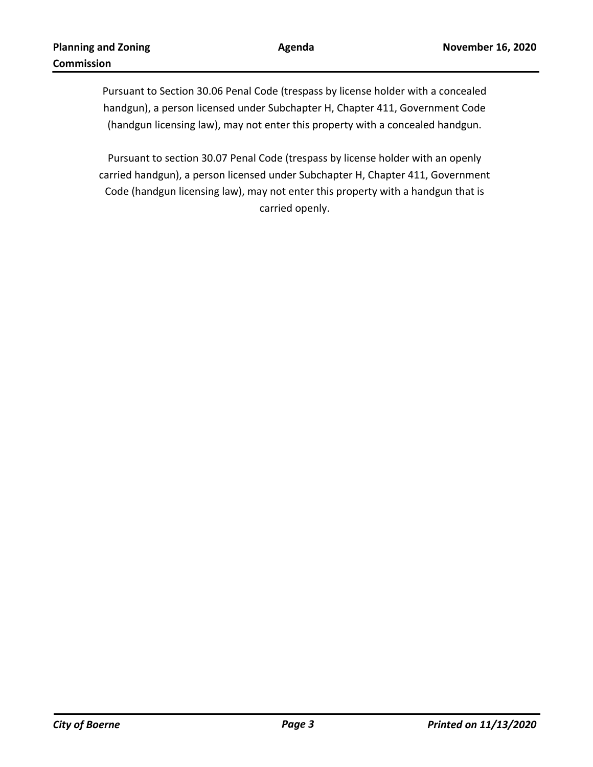Pursuant to Section 30.06 Penal Code (trespass by license holder with a concealed handgun), a person licensed under Subchapter H, Chapter 411, Government Code (handgun licensing law), may not enter this property with a concealed handgun.

Pursuant to section 30.07 Penal Code (trespass by license holder with an openly carried handgun), a person licensed under Subchapter H, Chapter 411, Government Code (handgun licensing law), may not enter this property with a handgun that is carried openly.